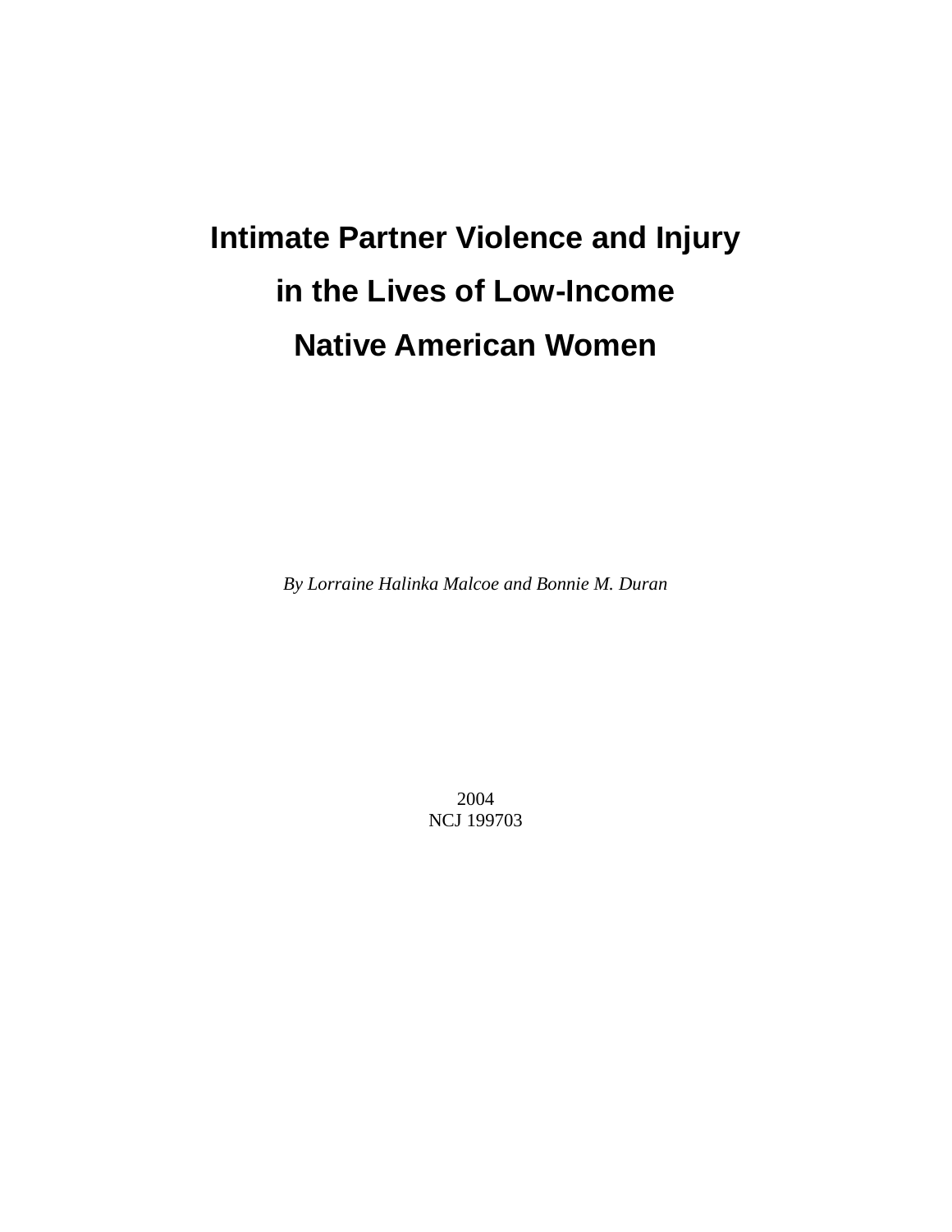# Intimate Partner Violence and Injury in the Lives of Low-Income Native American Women

*By Lorraine Halinka Malcoe and Bonnie M. Duran*

2004
NCJ 199703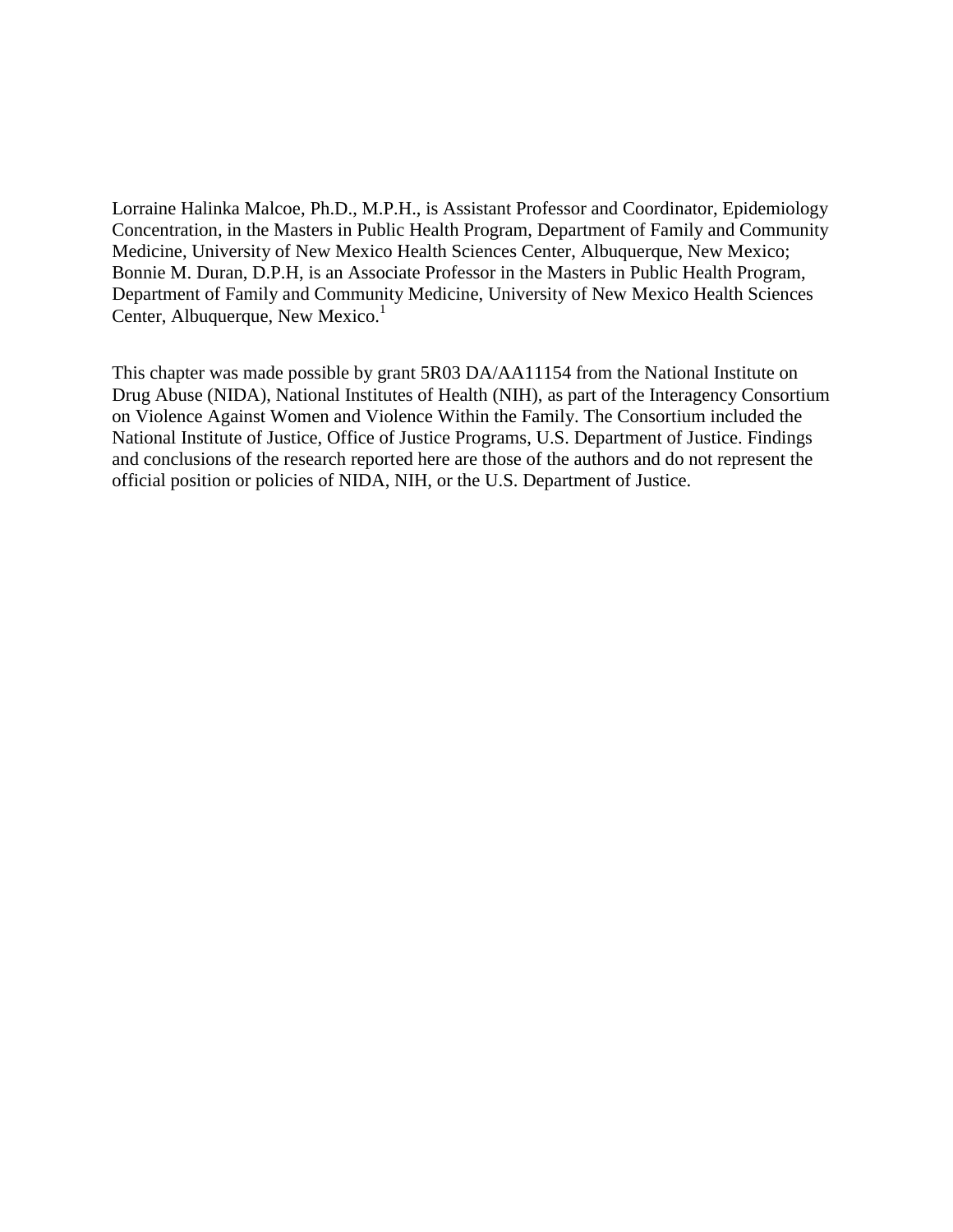Lorraine Halinka Malcoe, Ph.D., M.P.H., is Assistant Professor and Coordinator, Epidemiology Concentration, in the Masters in Public Health Program, Department of Family and Community Medicine, University of New Mexico Health Sciences Center, Albuquerque, New Mexico; Bonnie M. Duran, D.P.H, is an Associate Professor in the Masters in Public Health Program, Department of Family and Community Medicine, University of New Mexico Health Sciences Center, Albuquerque, New Mexico.[1]

This chapter was made possible by grant 5R03 DA/AA11154 from the National Institute on Drug Abuse (NIDA), National Institutes of Health (NIH), as part of the Interagency Consortium on Violence Against Women and Violence Within the Family. The Consortium included the National Institute of Justice, Office of Justice Programs, U.S. Department of Justice. Findings and conclusions of the research reported here are those of the authors and do not represent the official position or policies of NIDA, NIH, or the U.S. Department of Justice.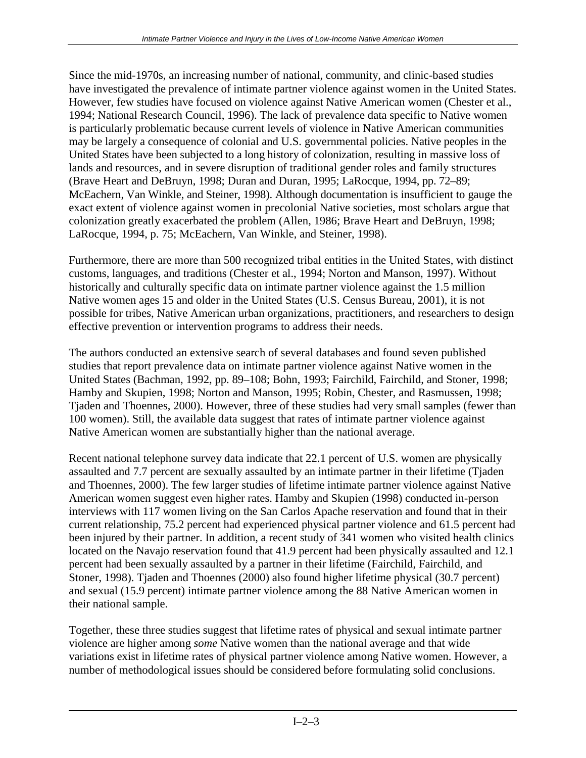Since the mid-1970s, an increasing number of national, community, and clinic-based studies have investigated the prevalence of intimate partner violence against women in the United States. However, few studies have focused on violence against Native American women (Chester et al., 1994; National Research Council, 1996). The lack of prevalence data specific to Native women is particularly problematic because current levels of violence in Native American communities may be largely a consequence of colonial and U.S. governmental policies. Native peoples in the United States have been subjected to a long history of colonization, resulting in massive loss of lands and resources, and in severe disruption of traditional gender roles and family structures (Brave Heart and DeBruyn, 1998; Duran and Duran, 1995; LaRocque, 1994, pp. 72–89; McEachern, Van Winkle, and Steiner, 1998). Although documentation is insufficient to gauge the exact extent of violence against women in precolonial Native societies, most scholars argue that colonization greatly exacerbated the problem (Allen, 1986; Brave Heart and DeBruyn, 1998; LaRocque, 1994, p. 75; McEachern, Van Winkle, and Steiner, 1998).

Furthermore, there are more than 500 recognized tribal entities in the United States, with distinct customs, languages, and traditions (Chester et al., 1994; Norton and Manson, 1997). Without historically and culturally specific data on intimate partner violence against the 1.5 million Native women ages 15 and older in the United States (U.S. Census Bureau, 2001), it is not possible for tribes, Native American urban organizations, practitioners, and researchers to design effective prevention or intervention programs to address their needs.

The authors conducted an extensive search of several databases and found seven published studies that report prevalence data on intimate partner violence against Native women in the United States (Bachman, 1992, pp. 89–108; Bohn, 1993; Fairchild, Fairchild, and Stoner, 1998; Hamby and Skupien, 1998; Norton and Manson, 1995; Robin, Chester, and Rasmussen, 1998; Tjaden and Thoennes, 2000). However, three of these studies had very small samples (fewer than 100 women). Still, the available data suggest that rates of intimate partner violence against Native American women are substantially higher than the national average.

Recent national telephone survey data indicate that 22.1 percent of U.S. women are physically assaulted and 7.7 percent are sexually assaulted by an intimate partner in their lifetime (Tjaden and Thoennes, 2000). The few larger studies of lifetime intimate partner violence against Native American women suggest even higher rates. Hamby and Skupien (1998) conducted in-person interviews with 117 women living on the San Carlos Apache reservation and found that in their current relationship, 75.2 percent had experienced physical partner violence and 61.5 percent had been injured by their partner. In addition, a recent study of 341 women who visited health clinics located on the Navajo reservation found that 41.9 percent had been physically assaulted and 12.1 percent had been sexually assaulted by a partner in their lifetime (Fairchild, Fairchild, and Stoner, 1998). Tjaden and Thoennes (2000) also found higher lifetime physical (30.7 percent) and sexual (15.9 percent) intimate partner violence among the 88 Native American women in their national sample.

Together, these three studies suggest that lifetime rates of physical and sexual intimate partner violence are higher among *some* Native women than the national average and that wide variations exist in lifetime rates of physical partner violence among Native women. However, a number of methodological issues should be considered before formulating solid conclusions.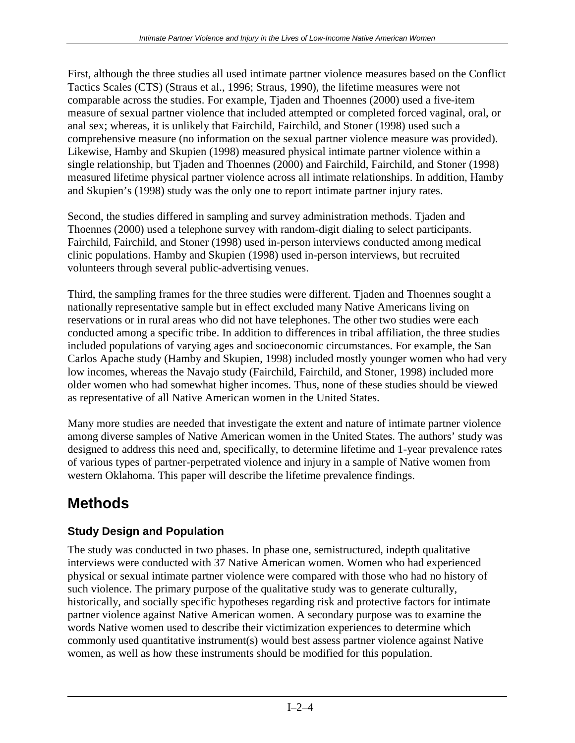First, although the three studies all used intimate partner violence measures based on the Conflict Tactics Scales (CTS) (Straus et al., 1996; Straus, 1990), the lifetime measures were not comparable across the studies. For example, Tjaden and Thoennes (2000) used a five-item measure of sexual partner violence that included attempted or completed forced vaginal, oral, or anal sex; whereas, it is unlikely that Fairchild, Fairchild, and Stoner (1998) used such a comprehensive measure (no information on the sexual partner violence measure was provided). Likewise, Hamby and Skupien (1998) measured physical intimate partner violence within a single relationship, but Tjaden and Thoennes (2000) and Fairchild, Fairchild, and Stoner (1998) measured lifetime physical partner violence across all intimate relationships. In addition, Hamby and Skupien's (1998) study was the only one to report intimate partner injury rates.

Second, the studies differed in sampling and survey administration methods. Tjaden and Thoennes (2000) used a telephone survey with random-digit dialing to select participants. Fairchild, Fairchild, and Stoner (1998) used in-person interviews conducted among medical clinic populations. Hamby and Skupien (1998) used in-person interviews, but recruited volunteers through several public-advertising venues.

Third, the sampling frames for the three studies were different. Tjaden and Thoennes sought a nationally representative sample but in effect excluded many Native Americans living on reservations or in rural areas who did not have telephones. The other two studies were each conducted among a specific tribe. In addition to differences in tribal affiliation, the three studies included populations of varying ages and socioeconomic circumstances. For example, the San Carlos Apache study (Hamby and Skupien, 1998) included mostly younger women who had very low incomes, whereas the Navajo study (Fairchild, Fairchild, and Stoner, 1998) included more older women who had somewhat higher incomes. Thus, none of these studies should be viewed as representative of all Native American women in the United States.

Many more studies are needed that investigate the extent and nature of intimate partner violence among diverse samples of Native American women in the United States. The authors' study was designed to address this need and, specifically, to determine lifetime and 1-year prevalence rates of various types of partner-perpetrated violence and injury in a sample of Native women from western Oklahoma. This paper will describe the lifetime prevalence findings.

# Methods

### Study Design and Population

The study was conducted in two phases. In phase one, semistructured, indepth qualitative interviews were conducted with 37 Native American women. Women who had experienced physical or sexual intimate partner violence were compared with those who had no history of such violence. The primary purpose of the qualitative study was to generate culturally, historically, and socially specific hypotheses regarding risk and protective factors for intimate partner violence against Native American women. A secondary purpose was to examine the words Native women used to describe their victimization experiences to determine which commonly used quantitative instrument(s) would best assess partner violence against Native women, as well as how these instruments should be modified for this population.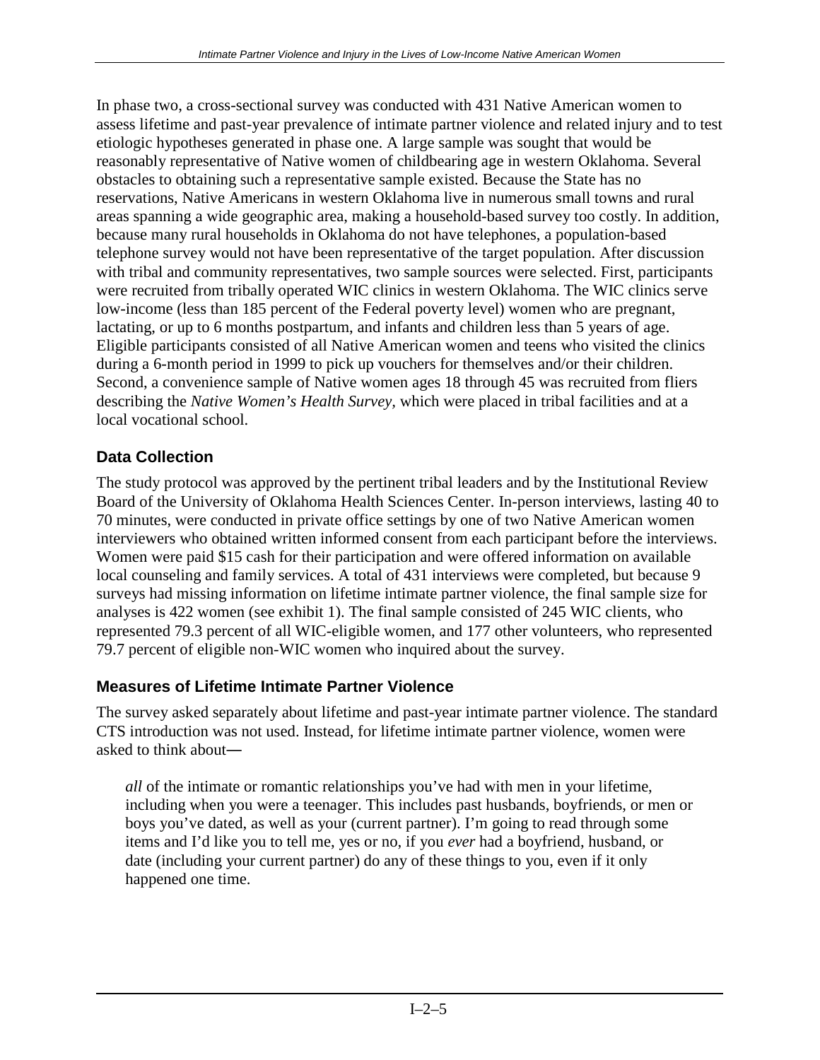In phase two, a cross-sectional survey was conducted with 431 Native American women to assess lifetime and past-year prevalence of intimate partner violence and related injury and to test etiologic hypotheses generated in phase one. A large sample was sought that would be reasonably representative of Native women of childbearing age in western Oklahoma. Several obstacles to obtaining such a representative sample existed. Because the State has no reservations, Native Americans in western Oklahoma live in numerous small towns and rural areas spanning a wide geographic area, making a household-based survey too costly. In addition, because many rural households in Oklahoma do not have telephones, a population-based telephone survey would not have been representative of the target population. After discussion with tribal and community representatives, two sample sources were selected. First, participants were recruited from tribally operated WIC clinics in western Oklahoma. The WIC clinics serve low-income (less than 185 percent of the Federal poverty level) women who are pregnant, lactating, or up to 6 months postpartum, and infants and children less than 5 years of age. Eligible participants consisted of all Native American women and teens who visited the clinics during a 6-month period in 1999 to pick up vouchers for themselves and/or their children. Second, a convenience sample of Native women ages 18 through 45 was recruited from fliers describing the *Native Women's Health Survey*, which were placed in tribal facilities and at a local vocational school.

## Data Collection

The study protocol was approved by the pertinent tribal leaders and by the Institutional Review Board of the University of Oklahoma Health Sciences Center. In-person interviews, lasting 40 to 70 minutes, were conducted in private office settings by one of two Native American women interviewers who obtained written informed consent from each participant before the interviews. Women were paid $15 cash for their participation and were offered information on available local counseling and family services. A total of 431 interviews were completed, but because 9 surveys had missing information on lifetime intimate partner violence, the final sample size for analyses is 422 women (see exhibit 1). The final sample consisted of 245 WIC clients, who represented 79.3 percent of all WIC-eligible women, and 177 other volunteers, who represented 79.7 percent of eligible non-WIC women who inquired about the survey.

## Measures of Lifetime Intimate Partner Violence

The survey asked separately about lifetime and past-year intimate partner violence. The standard CTS introduction was not used. Instead, for lifetime intimate partner violence, women were asked to think about—

> *all* of the intimate or romantic relationships you've had with men in your lifetime, including when you were a teenager. This includes past husbands, boyfriends, or men or boys you've dated, as well as your (current partner). I'm going to read through some items and I'd like you to tell me, yes or no, if you *ever* had a boyfriend, husband, or date (including your current partner) do any of these things to you, even if it only happened one time.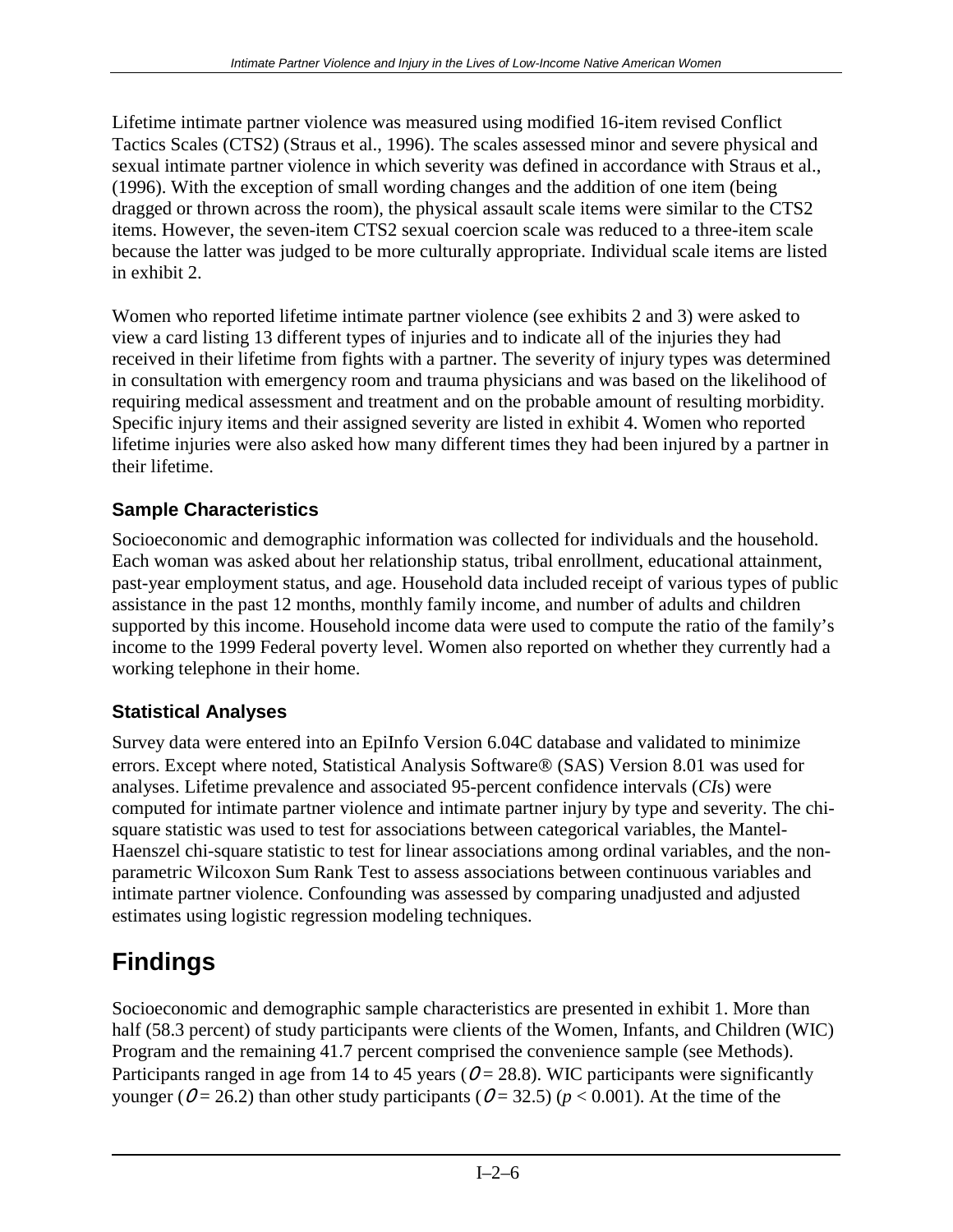Lifetime intimate partner violence was measured using modified 16-item revised Conflict Tactics Scales (CTS2) (Straus et al., 1996). The scales assessed minor and severe physical and sexual intimate partner violence in which severity was defined in accordance with Straus et al., (1996). With the exception of small wording changes and the addition of one item (being dragged or thrown across the room), the physical assault scale items were similar to the CTS2 items. However, the seven-item CTS2 sexual coercion scale was reduced to a three-item scale because the latter was judged to be more culturally appropriate. Individual scale items are listed in exhibit 2.

Women who reported lifetime intimate partner violence (see exhibits 2 and 3) were asked to view a card listing 13 different types of injuries and to indicate all of the injuries they had received in their lifetime from fights with a partner. The severity of injury types was determined in consultation with emergency room and trauma physicians and was based on the likelihood of requiring medical assessment and treatment and on the probable amount of resulting morbidity. Specific injury items and their assigned severity are listed in exhibit 4. Women who reported lifetime injuries were also asked how many different times they had been injured by a partner in their lifetime.

### Sample Characteristics

Socioeconomic and demographic information was collected for individuals and the household. Each woman was asked about her relationship status, tribal enrollment, educational attainment, past-year employment status, and age. Household data included receipt of various types of public assistance in the past 12 months, monthly family income, and number of adults and children supported by this income. Household income data were used to compute the ratio of the family's income to the 1999 Federal poverty level. Women also reported on whether they currently had a working telephone in their home.

### Statistical Analyses

Survey data were entered into an EpiInfo Version 6.04C database and validated to minimize errors. Except where noted, Statistical Analysis Software® (SAS) Version 8.01 was used for analyses. Lifetime prevalence and associated 95-percent confidence intervals (*CI*s) were computed for intimate partner violence and intimate partner injury by type and severity. The chi-square statistic was used to test for associations between categorical variables, the Mantel-Haenszel chi-square statistic to test for linear associations among ordinal variables, and the non-parametric Wilcoxon Sum Rank Test to assess associations between continuous variables and intimate partner violence. Confounding was assessed by comparing unadjusted and adjusted estimates using logistic regression modeling techniques.

## Findings

Socioeconomic and demographic sample characteristics are presented in exhibit 1. More than half (58.3 percent) of study participants were clients of the Women, Infants, and Children (WIC) Program and the remaining 41.7 percent comprised the convenience sample (see Methods). Participants ranged in age from 14 to 45 years (Ø = 28.8). WIC participants were significantly younger (Ø = 26.2) than other study participants (Ø = 32.5) ($p < 0.001$). At the time of the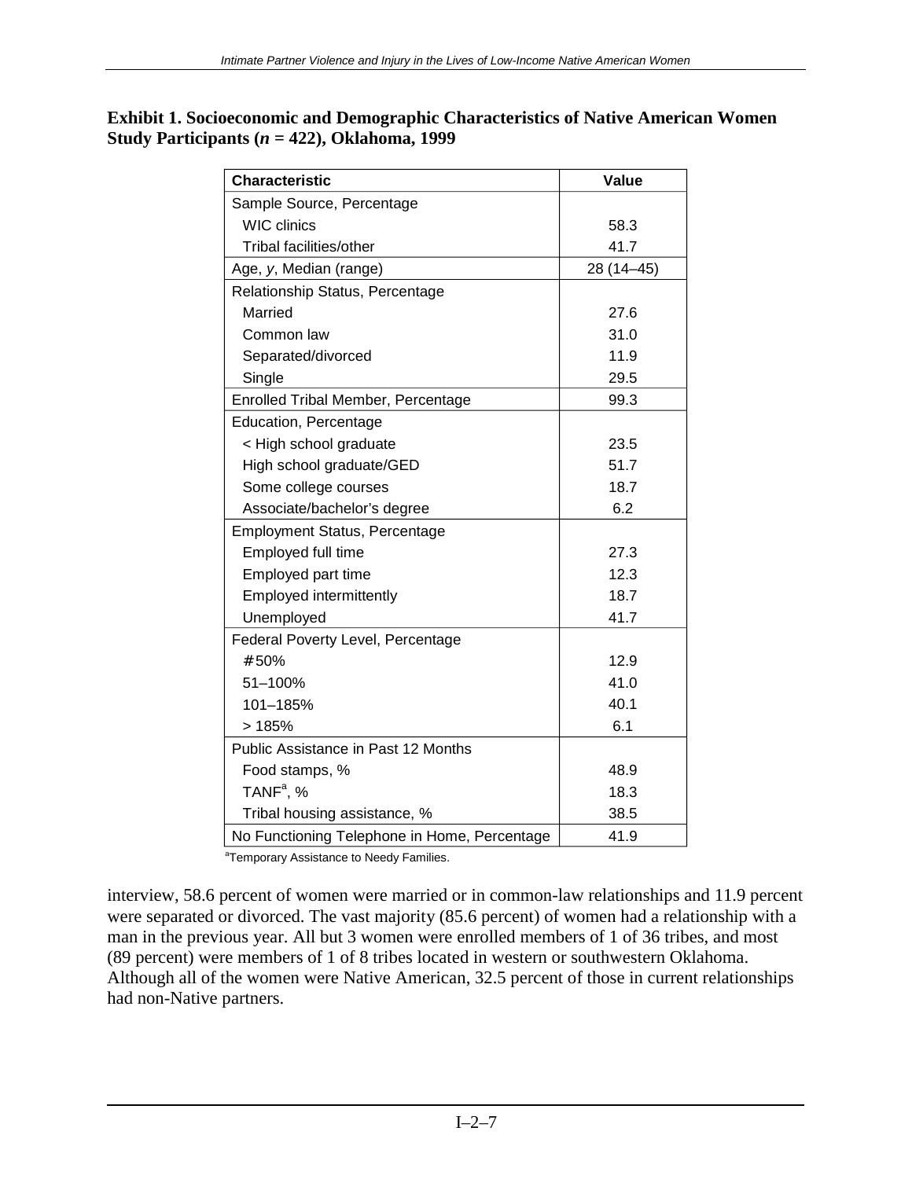**Exhibit 1. Socioeconomic and Demographic Characteristics of Native American Women Study Participants (*n* = 422), Oklahoma, 1999**

| Characteristic | Value |
|---|---|
| Sample Source, Percentage | |
| WIC clinics | 58.3 |
| Tribal facilities/other | 41.7 |
| Age, *y*, Median (range) | 28 (14–45) |
| Relationship Status, Percentage | |
| Married | 27.6 |
| Common law | 31.0 |
| Separated/divorced | 11.9 |
| Single | 29.5 |
| Enrolled Tribal Member, Percentage | 99.3 |
| Education, Percentage | |
| < High school graduate | 23.5 |
| High school graduate/GED | 51.7 |
| Some college courses | 18.7 |
| Associate/bachelor's degree | 6.2 |
| Employment Status, Percentage | |
| Employed full time | 27.3 |
| Employed part time | 12.3 |
| Employed intermittently | 18.7 |
| Unemployed | 41.7 |
| Federal Poverty Level, Percentage | |
| #50% | 12.9 |
| 51–100% | 41.0 |
| 101–185% | 40.1 |
| > 185% | 6.1 |
| Public Assistance in Past 12 Months | |
| Food stamps, % | 48.9 |
| TANF[a], % | 18.3 |
| Tribal housing assistance, % | 38.5 |
| No Functioning Telephone in Home, Percentage | 41.9 |

[a]Temporary Assistance to Needy Families.

interview, 58.6 percent of women were married or in common-law relationships and 11.9 percent were separated or divorced. The vast majority (85.6 percent) of women had a relationship with a man in the previous year. All but 3 women were enrolled members of 1 of 36 tribes, and most (89 percent) were members of 1 of 8 tribes located in western or southwestern Oklahoma. Although all of the women were Native American, 32.5 percent of those in current relationships had non-Native partners.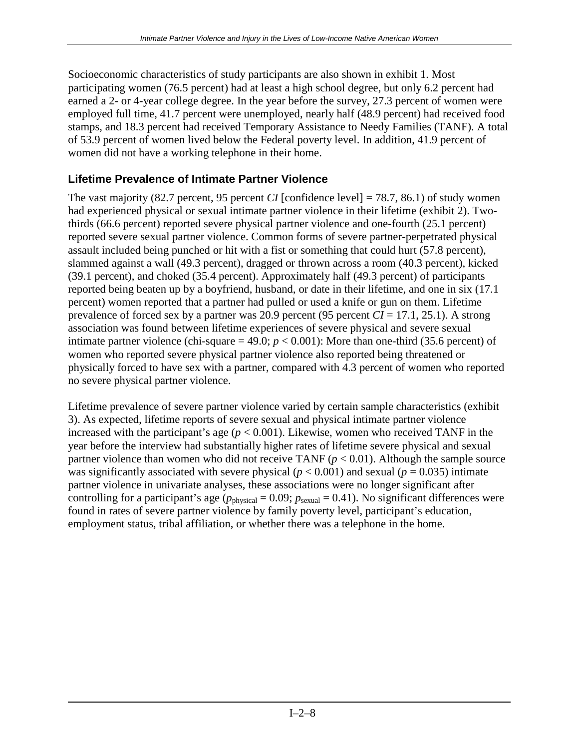Socioeconomic characteristics of study participants are also shown in exhibit 1. Most participating women (76.5 percent) had at least a high school degree, but only 6.2 percent had earned a 2- or 4-year college degree. In the year before the survey, 27.3 percent of women were employed full time, 41.7 percent were unemployed, nearly half (48.9 percent) had received food stamps, and 18.3 percent had received Temporary Assistance to Needy Families (TANF). A total of 53.9 percent of women lived below the Federal poverty level. In addition, 41.9 percent of women did not have a working telephone in their home.

### Lifetime Prevalence of Intimate Partner Violence

The vast majority (82.7 percent, 95 percent *CI* [confidence level] = 78.7, 86.1) of study women had experienced physical or sexual intimate partner violence in their lifetime (exhibit 2). Two-thirds (66.6 percent) reported severe physical partner violence and one-fourth (25.1 percent) reported severe sexual partner violence. Common forms of severe partner-perpetrated physical assault included being punched or hit with a fist or something that could hurt (57.8 percent), slammed against a wall (49.3 percent), dragged or thrown across a room (40.3 percent), kicked (39.1 percent), and choked (35.4 percent). Approximately half (49.3 percent) of participants reported being beaten up by a boyfriend, husband, or date in their lifetime, and one in six (17.1 percent) women reported that a partner had pulled or used a knife or gun on them. Lifetime prevalence of forced sex by a partner was 20.9 percent (95 percent *CI* = 17.1, 25.1). A strong association was found between lifetime experiences of severe physical and severe sexual intimate partner violence (chi-square = 49.0; $p < 0.001$): More than one-third (35.6 percent) of women who reported severe physical partner violence also reported being threatened or physically forced to have sex with a partner, compared with 4.3 percent of women who reported no severe physical partner violence.

Lifetime prevalence of severe partner violence varied by certain sample characteristics (exhibit 3). As expected, lifetime reports of severe sexual and physical intimate partner violence increased with the participant's age ($p < 0.001$). Likewise, women who received TANF in the year before the interview had substantially higher rates of lifetime severe physical and sexual partner violence than women who did not receive TANF ($p < 0.01$). Although the sample source was significantly associated with severe physical ($p < 0.001$) and sexual ($p = 0.035$) intimate partner violence in univariate analyses, these associations were no longer significant after controlling for a participant's age ($p_{\text{physical}} = 0.09$; $p_{\text{sexual}} = 0.41$). No significant differences were found in rates of severe partner violence by family poverty level, participant's education, employment status, tribal affiliation, or whether there was a telephone in the home.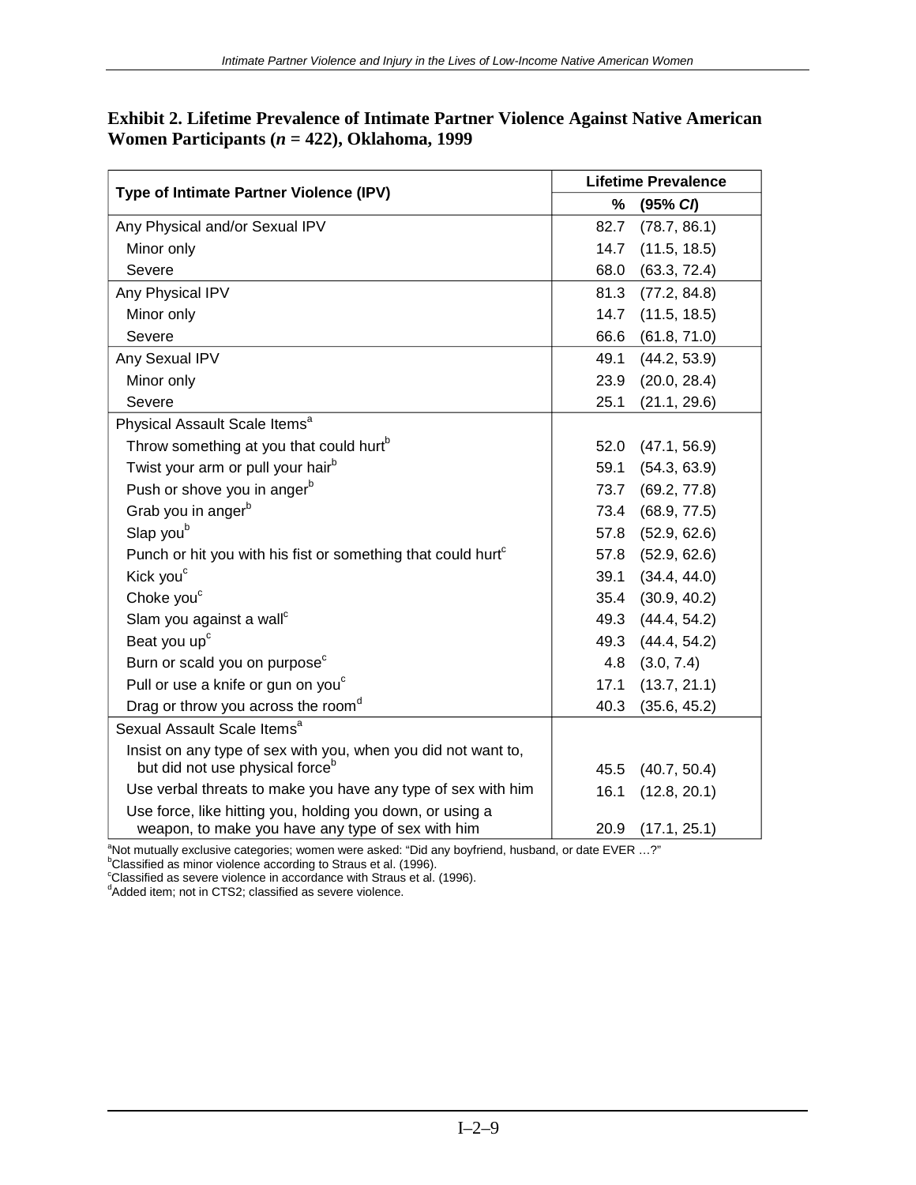**Exhibit 2. Lifetime Prevalence of Intimate Partner Violence Against Native American Women Participants (*n* = 422), Oklahoma, 1999**

| Type of Intimate Partner Violence (IPV) | Lifetime Prevalence | |
|---|---|---|
| | % | (95% *CI*) |
| Any Physical and/or Sexual IPV | 82.7 | (78.7, 86.1) |
| Minor only | 14.7 | (11.5, 18.5) |
| Severe | 68.0 | (63.3, 72.4) |
| Any Physical IPV | 81.3 | (77.2, 84.8) |
| Minor only | 14.7 | (11.5, 18.5) |
| Severe | 66.6 | (61.8, 71.0) |
| Any Sexual IPV | 49.1 | (44.2, 53.9) |
| Minor only | 23.9 | (20.0, 28.4) |
| Severe | 25.1 | (21.1, 29.6) |
| Physical Assault Scale Items[a] | | |
| Throw something at you that could hurt[b] | 52.0 | (47.1, 56.9) |
| Twist your arm or pull your hair[b] | 59.1 | (54.3, 63.9) |
| Push or shove you in anger[b] | 73.7 | (69.2, 77.8) |
| Grab you in anger[b] | 73.4 | (68.9, 77.5) |
| Slap you[b] | 57.8 | (52.9, 62.6) |
| Punch or hit you with his fist or something that could hurt[c] | 57.8 | (52.9, 62.6) |
| Kick you[c] | 39.1 | (34.4, 44.0) |
| Choke you[c] | 35.4 | (30.9, 40.2) |
| Slam you against a wall[c] | 49.3 | (44.4, 54.2) |
| Beat you up[c] | 49.3 | (44.4, 54.2) |
| Burn or scald you on purpose[c] | 4.8 | (3.0, 7.4) |
| Pull or use a knife or gun on you[c] | 17.1 | (13.7, 21.1) |
| Drag or throw you across the room[d] | 40.3 | (35.6, 45.2) |
| Sexual Assault Scale Items[a] | | |
| Insist on any type of sex with you, when you did not want to, but did not use physical force[b] | 45.5 | (40.7, 50.4) |
| Use verbal threats to make you have any type of sex with him | 16.1 | (12.8, 20.1) |
| Use force, like hitting you, holding you down, or using a weapon, to make you have any type of sex with him | 20.9 | (17.1, 25.1) |

[a]Not mutually exclusive categories; women were asked: "Did any boyfriend, husband, or date EVER …?"
[b]Classified as minor violence according to Straus et al. (1996).
[c]Classified as severe violence in accordance with Straus et al. (1996).
[d]Added item; not in CTS2; classified as severe violence.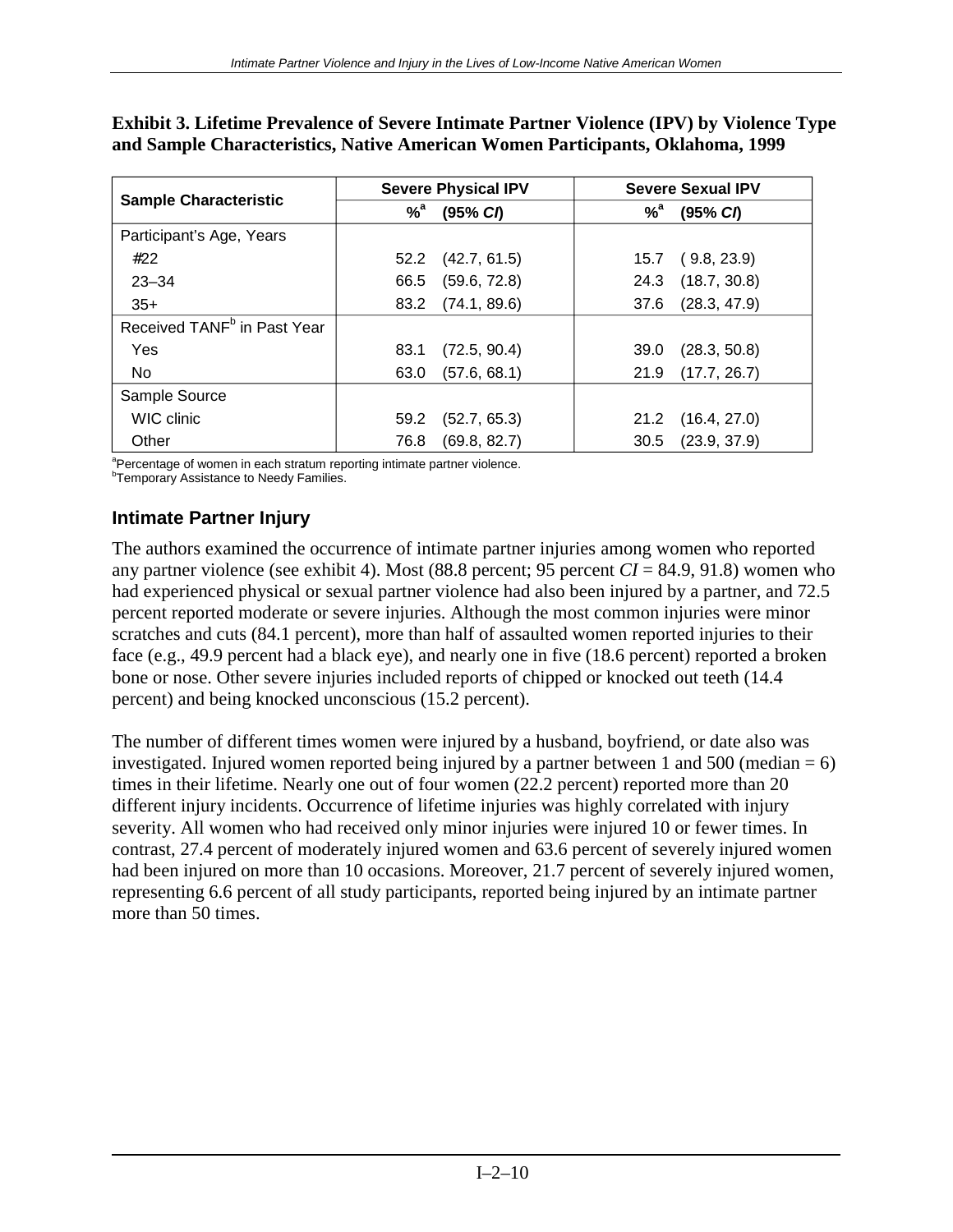**Exhibit 3. Lifetime Prevalence of Severe Intimate Partner Violence (IPV) by Violence Type and Sample Characteristics, Native American Women Participants, Oklahoma, 1999**

| Sample Characteristic | Severe Physical IPV | | Severe Sexual IPV | |
|---|---|---|---|---|
| | %[a] | (95% *CI*) | %[a] | (95% *CI*) |
| Participant's Age, Years | | | | |
| #22 | 52.2 | (42.7, 61.5) | 15.7 | ( 9.8, 23.9) |
| 23–34 | 66.5 | (59.6, 72.8) | 24.3 | (18.7, 30.8) |
| 35+ | 83.2 | (74.1, 89.6) | 37.6 | (28.3, 47.9) |
| Received TANF[b] in Past Year | | | | |
| Yes | 83.1 | (72.5, 90.4) | 39.0 | (28.3, 50.8) |
| No | 63.0 | (57.6, 68.1) | 21.9 | (17.7, 26.7) |
| Sample Source | | | | |
| WIC clinic | 59.2 | (52.7, 65.3) | 21.2 | (16.4, 27.0) |
| Other | 76.8 | (69.8, 82.7) | 30.5 | (23.9, 37.9) |

[a]Percentage of women in each stratum reporting intimate partner violence.
[b]Temporary Assistance to Needy Families.

## Intimate Partner Injury

The authors examined the occurrence of intimate partner injuries among women who reported any partner violence (see exhibit 4). Most (88.8 percent; 95 percent *CI* = 84.9, 91.8) women who had experienced physical or sexual partner violence had also been injured by a partner, and 72.5 percent reported moderate or severe injuries. Although the most common injuries were minor scratches and cuts (84.1 percent), more than half of assaulted women reported injuries to their face (e.g., 49.9 percent had a black eye), and nearly one in five (18.6 percent) reported a broken bone or nose. Other severe injuries included reports of chipped or knocked out teeth (14.4 percent) and being knocked unconscious (15.2 percent).

The number of different times women were injured by a husband, boyfriend, or date also was investigated. Injured women reported being injured by a partner between 1 and 500 (median = 6) times in their lifetime. Nearly one out of four women (22.2 percent) reported more than 20 different injury incidents. Occurrence of lifetime injuries was highly correlated with injury severity. All women who had received only minor injuries were injured 10 or fewer times. In contrast, 27.4 percent of moderately injured women and 63.6 percent of severely injured women had been injured on more than 10 occasions. Moreover, 21.7 percent of severely injured women, representing 6.6 percent of all study participants, reported being injured by an intimate partner more than 50 times.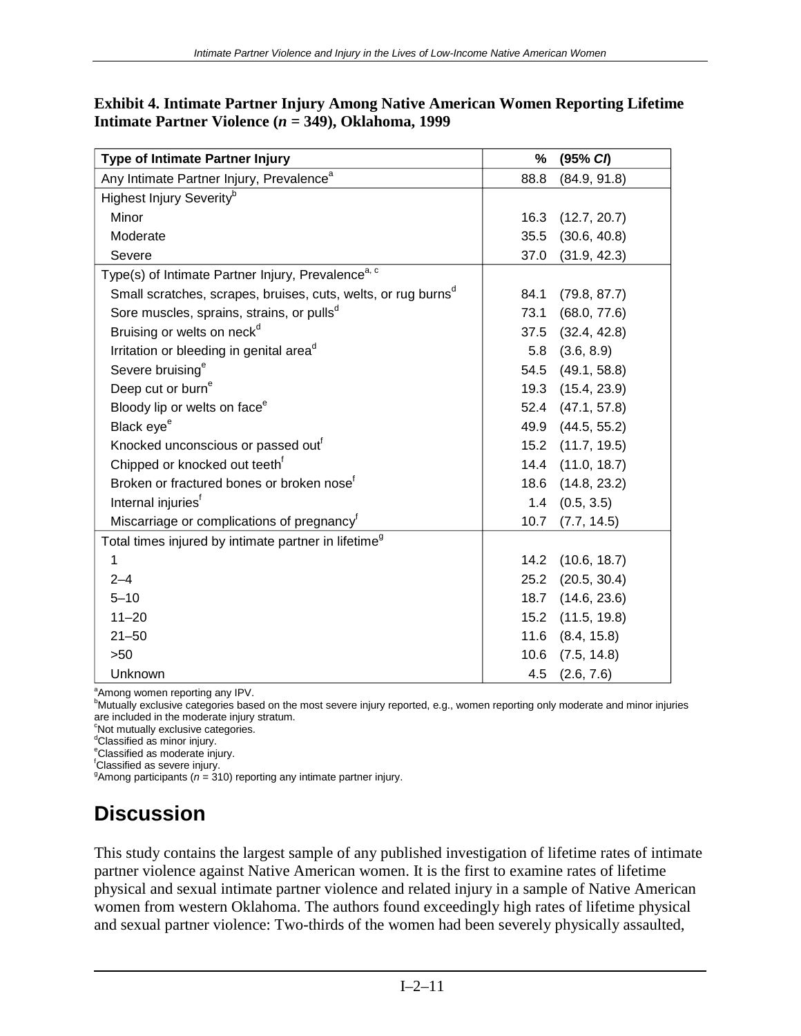**Exhibit 4. Intimate Partner Injury Among Native American Women Reporting Lifetime Intimate Partner Violence ($n$ = 349), Oklahoma, 1999**

| Type of Intimate Partner Injury | % | (95% *CI*) |
|---|---|---|
| Any Intimate Partner Injury, Prevalence[a] | 88.8 | (84.9, 91.8) |
| Highest Injury Severity[b] | | |
| Minor | 16.3 | (12.7, 20.7) |
| Moderate | 35.5 | (30.6, 40.8) |
| Severe | 37.0 | (31.9, 42.3) |
| Type(s) of Intimate Partner Injury, Prevalence[a, c] | | |
| Small scratches, scrapes, bruises, cuts, welts, or rug burns[d] | 84.1 | (79.8, 87.7) |
| Sore muscles, sprains, strains, or pulls[d] | 73.1 | (68.0, 77.6) |
| Bruising or welts on neck[d] | 37.5 | (32.4, 42.8) |
| Irritation or bleeding in genital area[d] | 5.8 | (3.6, 8.9) |
| Severe bruising[e] | 54.5 | (49.1, 58.8) |
| Deep cut or burn[e] | 19.3 | (15.4, 23.9) |
| Bloody lip or welts on face[e] | 52.4 | (47.1, 57.8) |
| Black eye[e] | 49.9 | (44.5, 55.2) |
| Knocked unconscious or passed out[f] | 15.2 | (11.7, 19.5) |
| Chipped or knocked out teeth[f] | 14.4 | (11.0, 18.7) |
| Broken or fractured bones or broken nose[f] | 18.6 | (14.8, 23.2) |
| Internal injuries[f] | 1.4 | (0.5, 3.5) |
| Miscarriage or complications of pregnancy[f] | 10.7 | (7.7, 14.5) |
| Total times injured by intimate partner in lifetime[g] | | |
| 1 | 14.2 | (10.6, 18.7) |
| 2–4 | 25.2 | (20.5, 30.4) |
| 5–10 | 18.7 | (14.6, 23.6) |
| 11–20 | 15.2 | (11.5, 19.8) |
| 21–50 | 11.6 | (8.4, 15.8) |
| >50 | 10.6 | (7.5, 14.8) |
| Unknown | 4.5 | (2.6, 7.6) |

[a]Among women reporting any IPV.
[b]Mutually exclusive categories based on the most severe injury reported, e.g., women reporting only moderate and minor injuries are included in the moderate injury stratum.
[c]Not mutually exclusive categories.
[d]Classified as minor injury.
[e]Classified as moderate injury.
[f]Classified as severe injury.
[g]Among participants ($n$ = 310) reporting any intimate partner injury.

# Discussion

This study contains the largest sample of any published investigation of lifetime rates of intimate partner violence against Native American women. It is the first to examine rates of lifetime physical and sexual intimate partner violence and related injury in a sample of Native American women from western Oklahoma. The authors found exceedingly high rates of lifetime physical and sexual partner violence: Two-thirds of the women had been severely physically assaulted,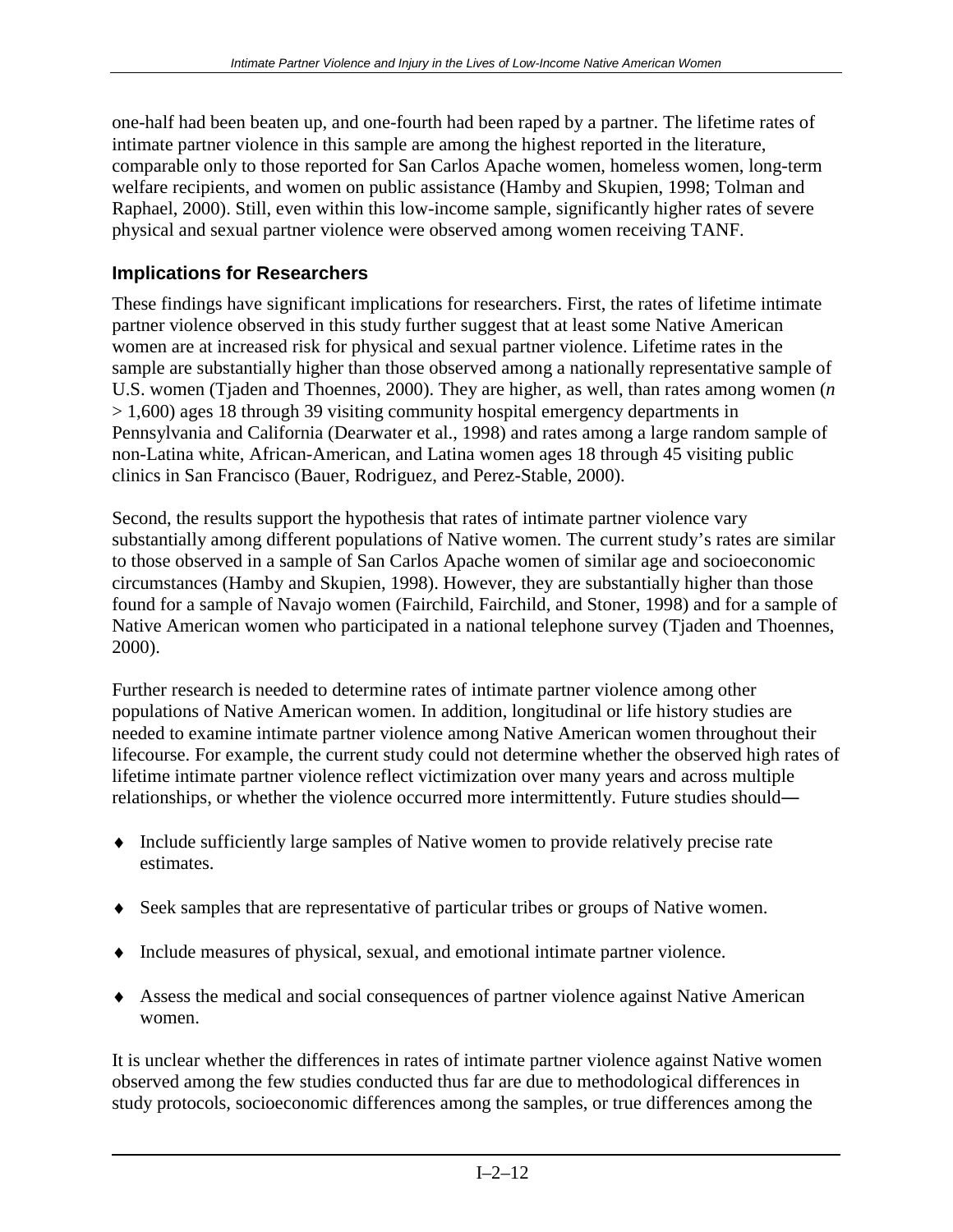one-half had been beaten up, and one-fourth had been raped by a partner. The lifetime rates of intimate partner violence in this sample are among the highest reported in the literature, comparable only to those reported for San Carlos Apache women, homeless women, long-term welfare recipients, and women on public assistance (Hamby and Skupien, 1998; Tolman and Raphael, 2000). Still, even within this low-income sample, significantly higher rates of severe physical and sexual partner violence were observed among women receiving TANF.

### Implications for Researchers

These findings have significant implications for researchers. First, the rates of lifetime intimate partner violence observed in this study further suggest that at least some Native American women are at increased risk for physical and sexual partner violence. Lifetime rates in the sample are substantially higher than those observed among a nationally representative sample of U.S. women (Tjaden and Thoennes, 2000). They are higher, as well, than rates among women ($n > 1,600$) ages 18 through 39 visiting community hospital emergency departments in Pennsylvania and California (Dearwater et al., 1998) and rates among a large random sample of non-Latina white, African-American, and Latina women ages 18 through 45 visiting public clinics in San Francisco (Bauer, Rodriguez, and Perez-Stable, 2000).

Second, the results support the hypothesis that rates of intimate partner violence vary substantially among different populations of Native women. The current study's rates are similar to those observed in a sample of San Carlos Apache women of similar age and socioeconomic circumstances (Hamby and Skupien, 1998). However, they are substantially higher than those found for a sample of Navajo women (Fairchild, Fairchild, and Stoner, 1998) and for a sample of Native American women who participated in a national telephone survey (Tjaden and Thoennes, 2000).

Further research is needed to determine rates of intimate partner violence among other populations of Native American women. In addition, longitudinal or life history studies are needed to examine intimate partner violence among Native American women throughout their lifecourse. For example, the current study could not determine whether the observed high rates of lifetime intimate partner violence reflect victimization over many years and across multiple relationships, or whether the violence occurred more intermittently. Future studies should—

- Include sufficiently large samples of Native women to provide relatively precise rate estimates.
- Seek samples that are representative of particular tribes or groups of Native women.
- Include measures of physical, sexual, and emotional intimate partner violence.
- Assess the medical and social consequences of partner violence against Native American women.

It is unclear whether the differences in rates of intimate partner violence against Native women observed among the few studies conducted thus far are due to methodological differences in study protocols, socioeconomic differences among the samples, or true differences among the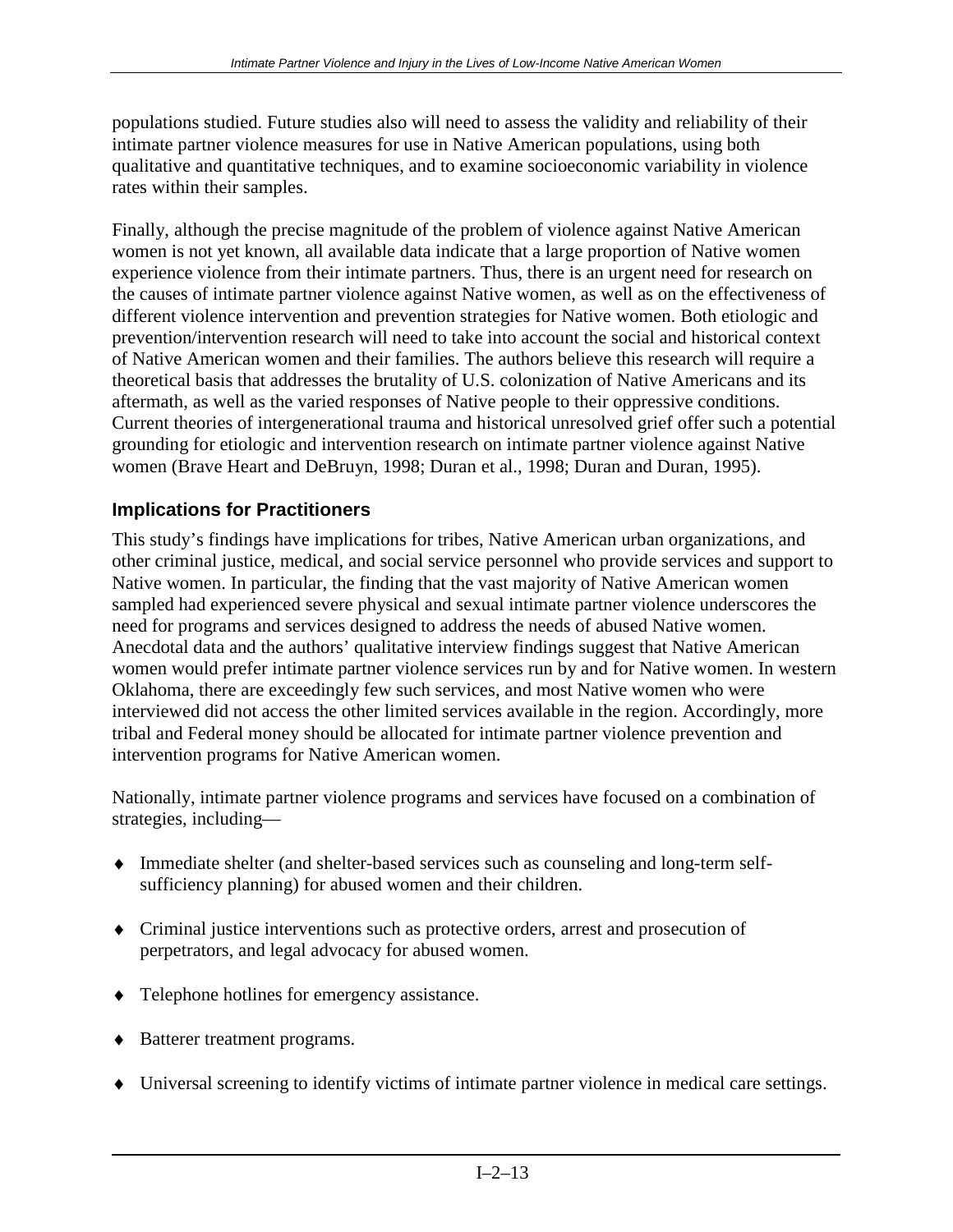populations studied. Future studies also will need to assess the validity and reliability of their intimate partner violence measures for use in Native American populations, using both qualitative and quantitative techniques, and to examine socioeconomic variability in violence rates within their samples.

Finally, although the precise magnitude of the problem of violence against Native American women is not yet known, all available data indicate that a large proportion of Native women experience violence from their intimate partners. Thus, there is an urgent need for research on the causes of intimate partner violence against Native women, as well as on the effectiveness of different violence intervention and prevention strategies for Native women. Both etiologic and prevention/intervention research will need to take into account the social and historical context of Native American women and their families. The authors believe this research will require a theoretical basis that addresses the brutality of U.S. colonization of Native Americans and its aftermath, as well as the varied responses of Native people to their oppressive conditions. Current theories of intergenerational trauma and historical unresolved grief offer such a potential grounding for etiologic and intervention research on intimate partner violence against Native women (Brave Heart and DeBruyn, 1998; Duran et al., 1998; Duran and Duran, 1995).

### Implications for Practitioners

This study's findings have implications for tribes, Native American urban organizations, and other criminal justice, medical, and social service personnel who provide services and support to Native women. In particular, the finding that the vast majority of Native American women sampled had experienced severe physical and sexual intimate partner violence underscores the need for programs and services designed to address the needs of abused Native women. Anecdotal data and the authors' qualitative interview findings suggest that Native American women would prefer intimate partner violence services run by and for Native women. In western Oklahoma, there are exceedingly few such services, and most Native women who were interviewed did not access the other limited services available in the region. Accordingly, more tribal and Federal money should be allocated for intimate partner violence prevention and intervention programs for Native American women.

Nationally, intimate partner violence programs and services have focused on a combination of strategies, including—

- Immediate shelter (and shelter-based services such as counseling and long-term self-sufficiency planning) for abused women and their children.
- Criminal justice interventions such as protective orders, arrest and prosecution of perpetrators, and legal advocacy for abused women.
- Telephone hotlines for emergency assistance.
- Batterer treatment programs.
- Universal screening to identify victims of intimate partner violence in medical care settings.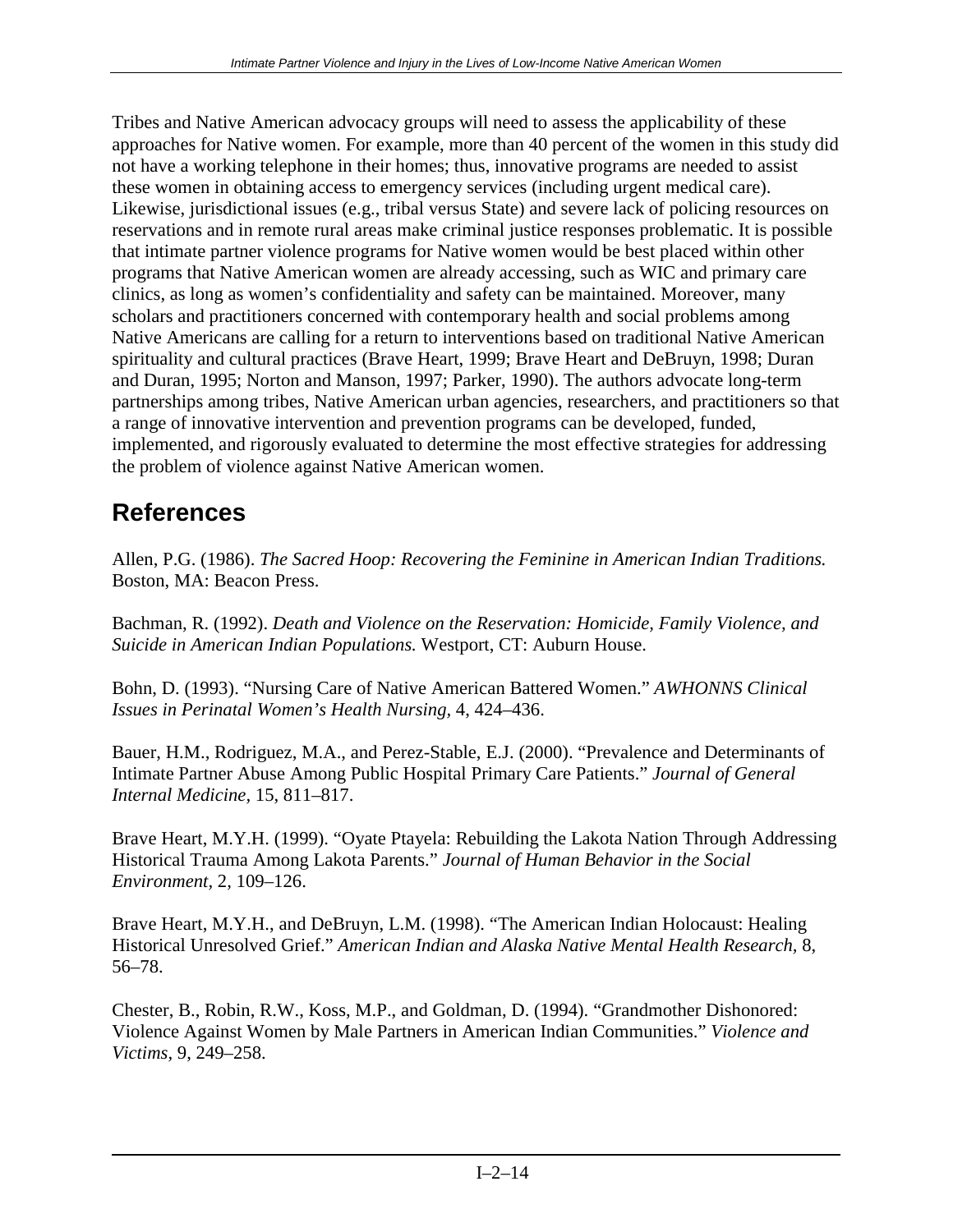Tribes and Native American advocacy groups will need to assess the applicability of these approaches for Native women. For example, more than 40 percent of the women in this study did not have a working telephone in their homes; thus, innovative programs are needed to assist these women in obtaining access to emergency services (including urgent medical care). Likewise, jurisdictional issues (e.g., tribal versus State) and severe lack of policing resources on reservations and in remote rural areas make criminal justice responses problematic. It is possible that intimate partner violence programs for Native women would be best placed within other programs that Native American women are already accessing, such as WIC and primary care clinics, as long as women's confidentiality and safety can be maintained. Moreover, many scholars and practitioners concerned with contemporary health and social problems among Native Americans are calling for a return to interventions based on traditional Native American spirituality and cultural practices (Brave Heart, 1999; Brave Heart and DeBruyn, 1998; Duran and Duran, 1995; Norton and Manson, 1997; Parker, 1990). The authors advocate long-term partnerships among tribes, Native American urban agencies, researchers, and practitioners so that a range of innovative intervention and prevention programs can be developed, funded, implemented, and rigorously evaluated to determine the most effective strategies for addressing the problem of violence against Native American women.

## References

Allen, P.G. (1986). *The Sacred Hoop: Recovering the Feminine in American Indian Traditions.* Boston, MA: Beacon Press.

Bachman, R. (1992). *Death and Violence on the Reservation: Homicide, Family Violence, and Suicide in American Indian Populations.* Westport, CT: Auburn House.

Bohn, D. (1993). "Nursing Care of Native American Battered Women." *AWHONNS Clinical Issues in Perinatal Women's Health Nursing,* 4, 424–436.

Bauer, H.M., Rodriguez, M.A., and Perez-Stable, E.J. (2000). "Prevalence and Determinants of Intimate Partner Abuse Among Public Hospital Primary Care Patients." *Journal of General Internal Medicine,* 15, 811–817.

Brave Heart, M.Y.H. (1999). "Oyate Ptayela: Rebuilding the Lakota Nation Through Addressing Historical Trauma Among Lakota Parents." *Journal of Human Behavior in the Social Environment,* 2, 109–126.

Brave Heart, M.Y.H., and DeBruyn, L.M. (1998). "The American Indian Holocaust: Healing Historical Unresolved Grief." *American Indian and Alaska Native Mental Health Research,* 8, 56–78.

Chester, B., Robin, R.W., Koss, M.P., and Goldman, D. (1994). "Grandmother Dishonored: Violence Against Women by Male Partners in American Indian Communities." *Violence and Victims,* 9, 249–258.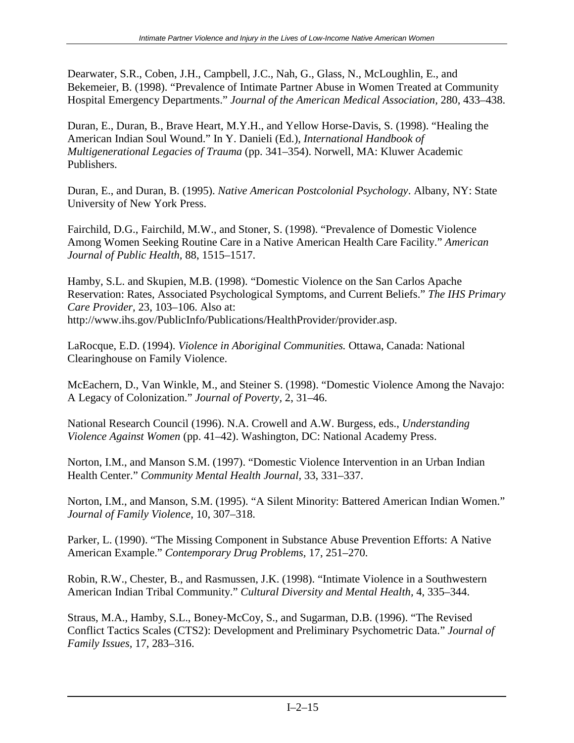Dearwater, S.R., Coben, J.H., Campbell, J.C., Nah, G., Glass, N., McLoughlin, E., and Bekemeier, B. (1998). “Prevalence of Intimate Partner Abuse in Women Treated at Community Hospital Emergency Departments.” *Journal of the American Medical Association*, 280, 433–438.

Duran, E., Duran, B., Brave Heart, M.Y.H., and Yellow Horse-Davis, S. (1998). “Healing the American Indian Soul Wound.” In Y. Danieli (Ed.), *International Handbook of Multigenerational Legacies of Trauma* (pp. 341–354). Norwell, MA: Kluwer Academic Publishers.

Duran, E., and Duran, B. (1995). *Native American Postcolonial Psychology*. Albany, NY: State University of New York Press.

Fairchild, D.G., Fairchild, M.W., and Stoner, S. (1998). “Prevalence of Domestic Violence Among Women Seeking Routine Care in a Native American Health Care Facility.” *American Journal of Public Health*, 88, 1515–1517.

Hamby, S.L. and Skupien, M.B. (1998). “Domestic Violence on the San Carlos Apache Reservation: Rates, Associated Psychological Symptoms, and Current Beliefs.” *The IHS Primary Care Provider*, 23, 103–106. Also at: http://www.ihs.gov/PublicInfo/Publications/HealthProvider/provider.asp.

LaRocque, E.D. (1994). *Violence in Aboriginal Communities.* Ottawa, Canada: National Clearinghouse on Family Violence.

McEachern, D., Van Winkle, M., and Steiner S. (1998). “Domestic Violence Among the Navajo: A Legacy of Colonization.” *Journal of Poverty*, 2, 31–46.

National Research Council (1996). N.A. Crowell and A.W. Burgess, eds., *Understanding Violence Against Women* (pp. 41–42). Washington, DC: National Academy Press.

Norton, I.M., and Manson S.M. (1997). “Domestic Violence Intervention in an Urban Indian Health Center.” *Community Mental Health Journal*, 33, 331–337.

Norton, I.M., and Manson, S.M. (1995). “A Silent Minority: Battered American Indian Women.” *Journal of Family Violence*, 10, 307–318.

Parker, L. (1990). “The Missing Component in Substance Abuse Prevention Efforts: A Native American Example.” *Contemporary Drug Problems*, 17, 251–270.

Robin, R.W., Chester, B., and Rasmussen, J.K. (1998). “Intimate Violence in a Southwestern American Indian Tribal Community.” *Cultural Diversity and Mental Health*, 4, 335–344.

Straus, M.A., Hamby, S.L., Boney-McCoy, S., and Sugarman, D.B. (1996). “The Revised Conflict Tactics Scales (CTS2): Development and Preliminary Psychometric Data.” *Journal of Family Issues*, 17, 283–316.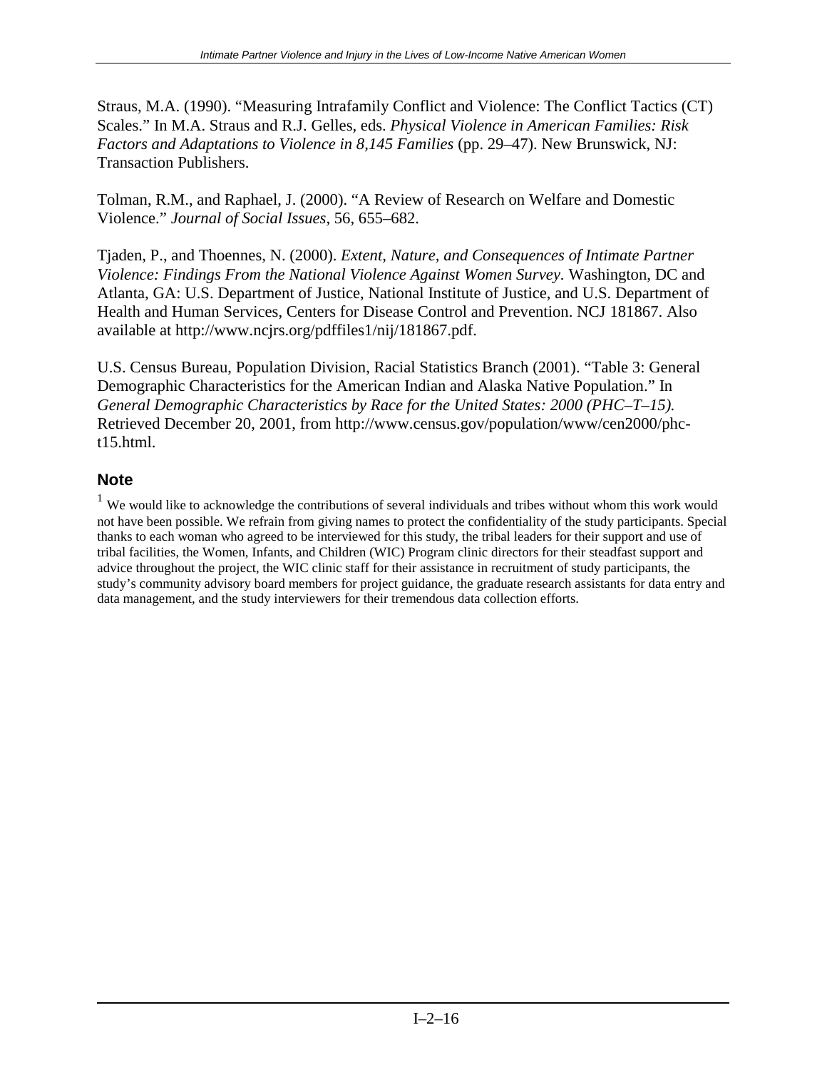Straus, M.A. (1990). "Measuring Intrafamily Conflict and Violence: The Conflict Tactics (CT) Scales." In M.A. Straus and R.J. Gelles, eds. *Physical Violence in American Families: Risk Factors and Adaptations to Violence in 8,145 Families* (pp. 29–47). New Brunswick, NJ: Transaction Publishers.

Tolman, R.M., and Raphael, J. (2000). "A Review of Research on Welfare and Domestic Violence." *Journal of Social Issues*, 56, 655–682.

Tjaden, P., and Thoennes, N. (2000). *Extent, Nature, and Consequences of Intimate Partner Violence: Findings From the National Violence Against Women Survey.* Washington, DC and Atlanta, GA: U.S. Department of Justice, National Institute of Justice, and U.S. Department of Health and Human Services, Centers for Disease Control and Prevention. NCJ 181867. Also available at http://www.ncjrs.org/pdffiles1/nij/181867.pdf.

U.S. Census Bureau, Population Division, Racial Statistics Branch (2001). "Table 3: General Demographic Characteristics for the American Indian and Alaska Native Population." In *General Demographic Characteristics by Race for the United States: 2000 (PHC–T–15).* Retrieved December 20, 2001, from http://www.census.gov/population/www/cen2000/phc-t15.html.

## Note

[1] We would like to acknowledge the contributions of several individuals and tribes without whom this work would not have been possible. We refrain from giving names to protect the confidentiality of the study participants. Special thanks to each woman who agreed to be interviewed for this study, the tribal leaders for their support and use of tribal facilities, the Women, Infants, and Children (WIC) Program clinic directors for their steadfast support and advice throughout the project, the WIC clinic staff for their assistance in recruitment of study participants, the study's community advisory board members for project guidance, the graduate research assistants for data entry and data management, and the study interviewers for their tremendous data collection efforts.